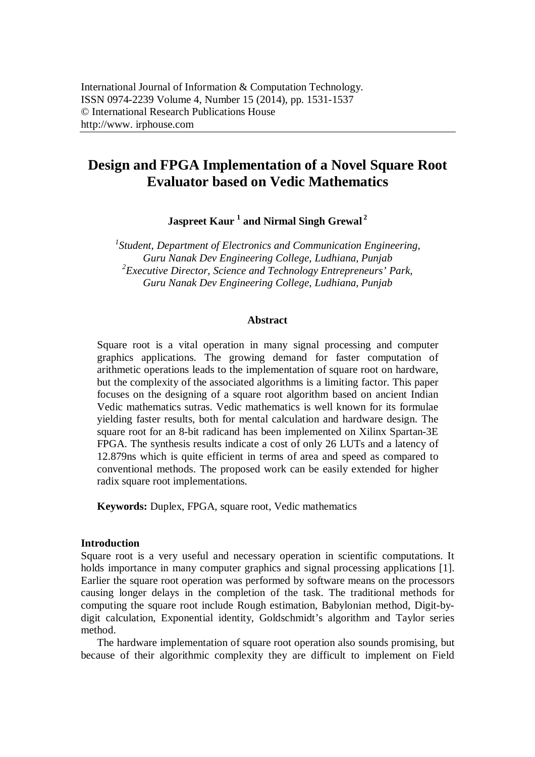International Journal of Information & Computation Technology.
ISSN 0974-2239 Volume 4, Number 15 (2014), pp. 1531-1537
© International Research Publications House
http://www. irphouse.com

# Design and FPGA Implementation of a Novel Square Root Evaluator based on Vedic Mathematics

**Jaspreet Kaur [1] and Nirmal Singh Grewal [2]**

*[1]Student, Department of Electronics and Communication Engineering, Guru Nanak Dev Engineering College, Ludhiana, Punjab*
*[2]Executive Director, Science and Technology Entrepreneurs' Park, Guru Nanak Dev Engineering College, Ludhiana, Punjab*

### Abstract

Square root is a vital operation in many signal processing and computer graphics applications. The growing demand for faster computation of arithmetic operations leads to the implementation of square root on hardware, but the complexity of the associated algorithms is a limiting factor. This paper focuses on the designing of a square root algorithm based on ancient Indian Vedic mathematics sutras. Vedic mathematics is well known for its formulae yielding faster results, both for mental calculation and hardware design. The square root for an 8-bit radicand has been implemented on Xilinx Spartan-3E FPGA. The synthesis results indicate a cost of only 26 LUTs and a latency of 12.879ns which is quite efficient in terms of area and speed as compared to conventional methods. The proposed work can be easily extended for higher radix square root implementations.

**Keywords:** Duplex, FPGA, square root, Vedic mathematics

## Introduction

Square root is a very useful and necessary operation in scientific computations. It holds importance in many computer graphics and signal processing applications [1]. Earlier the square root operation was performed by software means on the processors causing longer delays in the completion of the task. The traditional methods for computing the square root include Rough estimation, Babylonian method, Digit-by-digit calculation, Exponential identity, Goldschmidt's algorithm and Taylor series method.

The hardware implementation of square root operation also sounds promising, but because of their algorithmic complexity they are difficult to implement on Field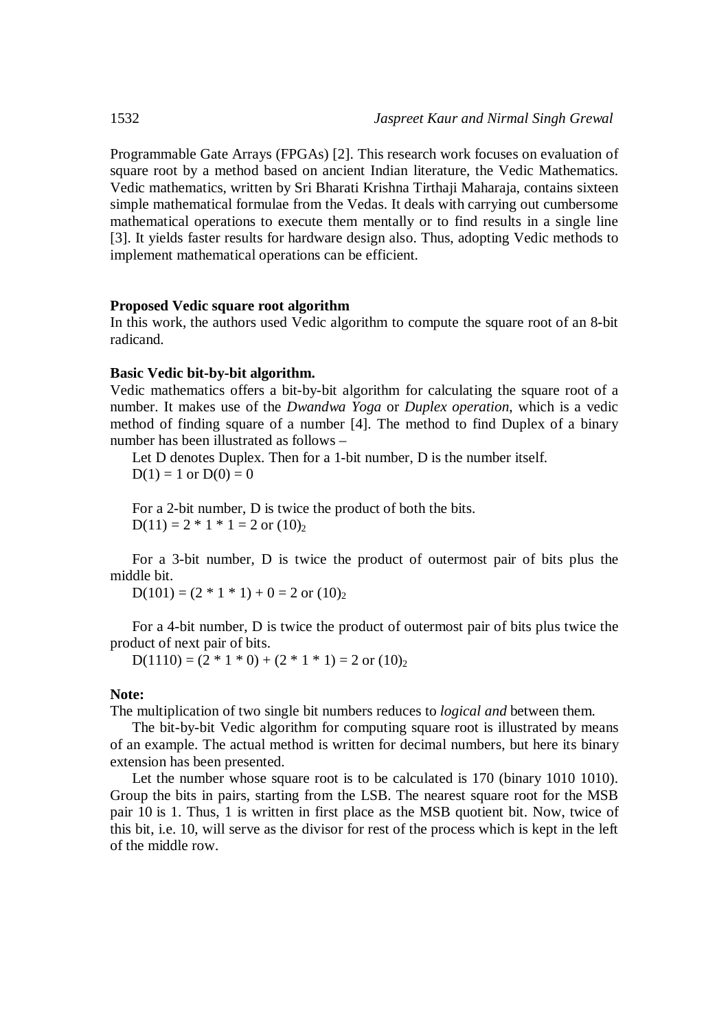Programmable Gate Arrays (FPGAs) [2]. This research work focuses on evaluation of square root by a method based on ancient Indian literature, the Vedic Mathematics. Vedic mathematics, written by Sri Bharati Krishna Tirthaji Maharaja, contains sixteen simple mathematical formulae from the Vedas. It deals with carrying out cumbersome mathematical operations to execute them mentally or to find results in a single line [3]. It yields faster results for hardware design also. Thus, adopting Vedic methods to implement mathematical operations can be efficient.

**Proposed Vedic square root algorithm**

In this work, the authors used Vedic algorithm to compute the square root of an 8-bit radicand.

**Basic Vedic bit-by-bit algorithm.**

Vedic mathematics offers a bit-by-bit algorithm for calculating the square root of a number. It makes use of the *Dwandwa Yoga* or *Duplex operation*, which is a vedic method of finding square of a number [4]. The method to find Duplex of a binary number has been illustrated as follows –

Let D denotes Duplex. Then for a 1-bit number, D is the number itself.

$D(1) = 1$ or $D(0) = 0$

For a 2-bit number, D is twice the product of both the bits.

$D(11) = 2 * 1 * 1 = 2$ or $(10)_2$

For a 3-bit number, D is twice the product of outermost pair of bits plus the middle bit.

$D(101) = (2 * 1 * 1) + 0 = 2$ or $(10)_2$

For a 4-bit number, D is twice the product of outermost pair of bits plus twice the product of next pair of bits.

$D(1110) = (2 * 1 * 0) + (2 * 1 * 1) = 2$ or $(10)_2$

**Note:**

The multiplication of two single bit numbers reduces to *logical and* between them.

The bit-by-bit Vedic algorithm for computing square root is illustrated by means of an example. The actual method is written for decimal numbers, but here its binary extension has been presented.

Let the number whose square root is to be calculated is 170 (binary 1010 1010). Group the bits in pairs, starting from the LSB. The nearest square root for the MSB pair 10 is 1. Thus, 1 is written in first place as the MSB quotient bit. Now, twice of this bit, i.e. 10, will serve as the divisor for rest of the process which is kept in the left of the middle row.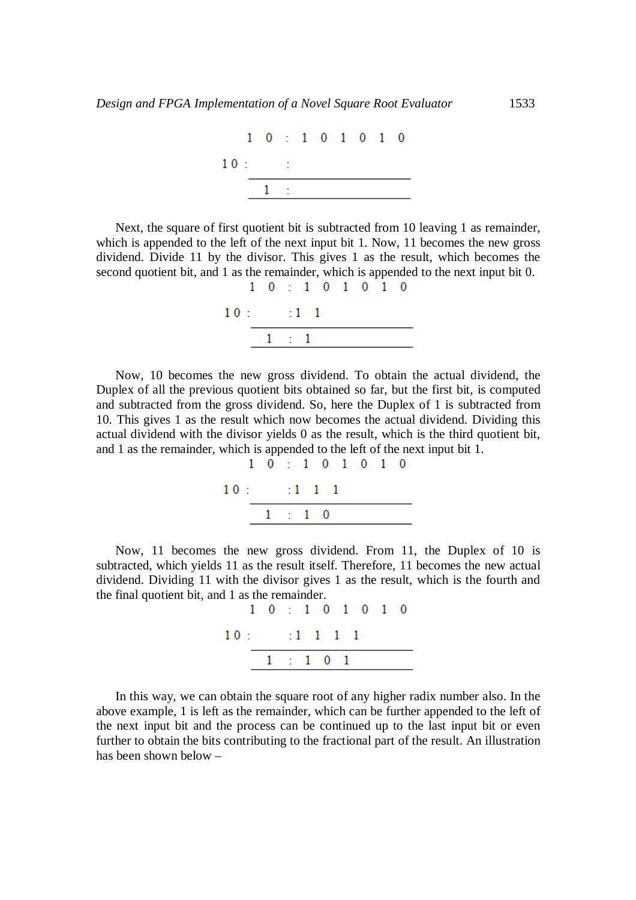```
      1 0 : 1 0 1 0 1 0
10 :      :
     ___________________
        1 :
     ___________________
```

Next, the square of first quotient bit is subtracted from 10 leaving 1 as remainder, which is appended to the left of the next input bit 1. Now, 11 becomes the new gross dividend. Divide 11 by the divisor. This gives 1 as the result, which becomes the second quotient bit, and 1 as the remainder, which is appended to the next input bit 0.

```
      1 0 : 1 0 1 0 1 0
10 :      :1 1
     ___________________
        1 : 1
     ___________________
```

Now, 10 becomes the new gross dividend. To obtain the actual dividend, the Duplex of all the previous quotient bits obtained so far, but the first bit, is computed and subtracted from the gross dividend. So, here the Duplex of 1 is subtracted from 10. This gives 1 as the result which now becomes the actual dividend. Dividing this actual dividend with the divisor yields 0 as the result, which is the third quotient bit, and 1 as the remainder, which is appended to the left of the next input bit 1.

```
      1 0 : 1 0 1 0 1 0
10 :      :1 1 1
     ___________________
        1 : 1 0
     ___________________
```

Now, 11 becomes the new gross dividend. From 11, the Duplex of 10 is subtracted, which yields 11 as the result itself. Therefore, 11 becomes the new actual dividend. Dividing 11 with the divisor gives 1 as the result, which is the fourth and the final quotient bit, and 1 as the remainder.

```
      1 0 : 1 0 1 0 1 0
10 :      :1 1 1 1
     ___________________
        1 : 1 0 1
     ___________________
```

In this way, we can obtain the square root of any higher radix number also. In the above example, 1 is left as the remainder, which can be further appended to the left of the next input bit and the process can be continued up to the last input bit or even further to obtain the bits contributing to the fractional part of the result. An illustration has been shown below –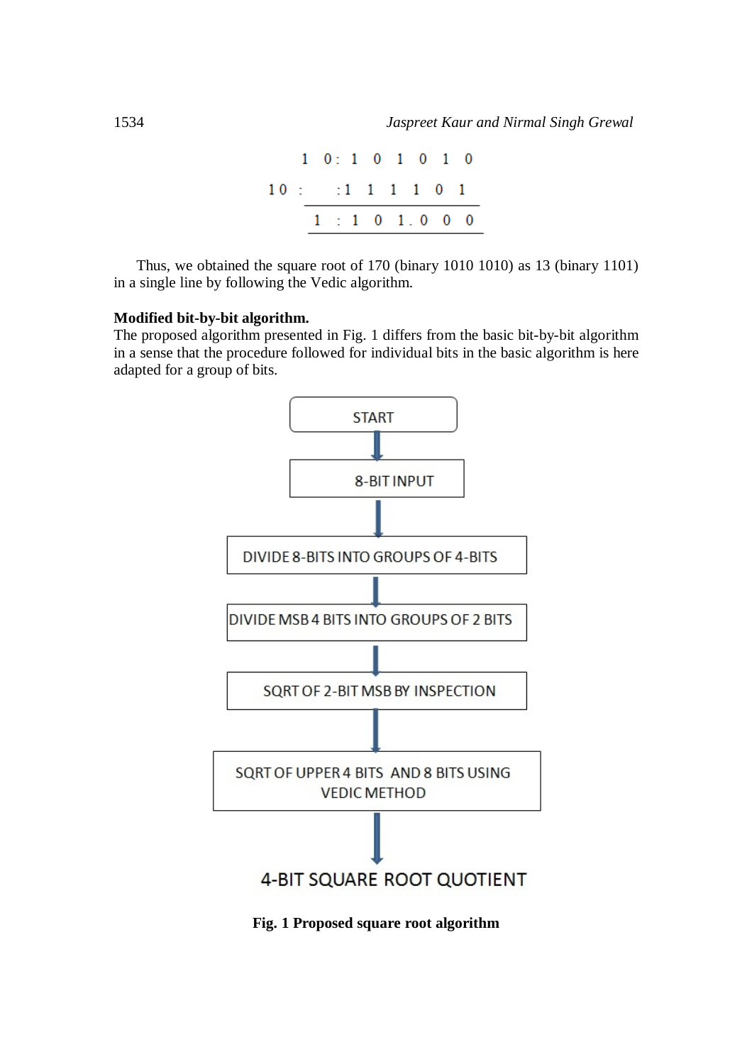```
          1  0 : 1  0  1  0  1  0
10 :          :1  1  1  1  0  1
          ____________________________
          1  : 1  0  1 . 0  0  0
```

Thus, we obtained the square root of 170 (binary 1010 1010) as 13 (binary 1101) in a single line by following the Vedic algorithm.

**Modified bit-by-bit algorithm.**
The proposed algorithm presented in Fig. 1 differs from the basic bit-by-bit algorithm in a sense that the procedure followed for individual bits in the basic algorithm is here adapted for a group of bits.

START

8-BIT INPUT

DIVIDE 8-BITS INTO GROUPS OF 4-BITS

DIVIDE MSB 4 BITS INTO GROUPS OF 2 BITS

SQRT OF 2-BIT MSB BY INSPECTION

SQRT OF UPPER 4 BITS AND 8 BITS USING VEDIC METHOD

4-BIT SQUARE ROOT QUOTIENT

**Fig. 1 Proposed square root algorithm**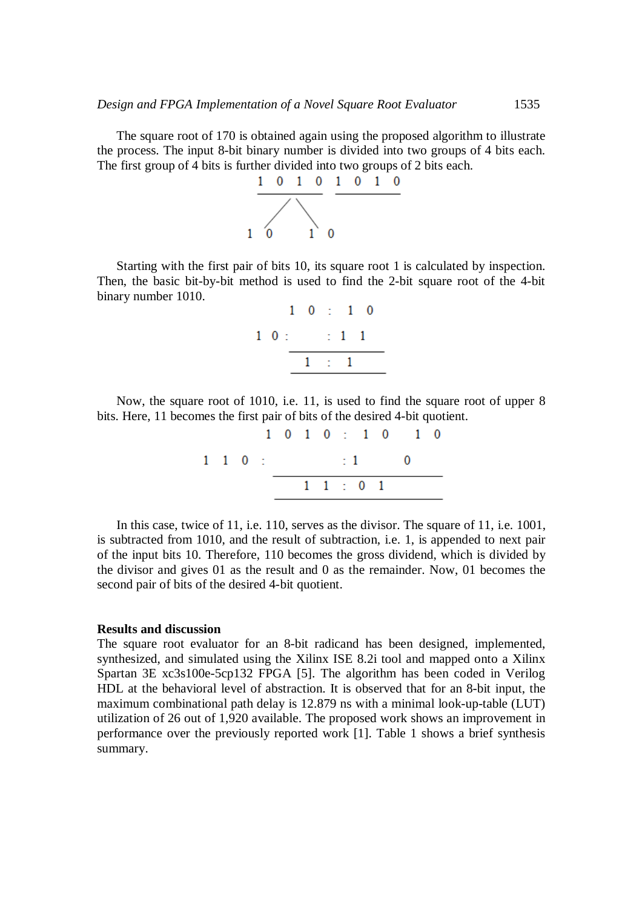The square root of 170 is obtained again using the proposed algorithm to illustrate the process. The input 8-bit binary number is divided into two groups of 4 bits each. The first group of 4 bits is further divided into two groups of 2 bits each.

```
        1  0  1  0   1  0  1  0
        ----------   ----------
          /    \
     1  0      1  0
```

Starting with the first pair of bits 10, its square root 1 is calculated by inspection. Then, the basic bit-by-bit method is used to find the 2-bit square root of the 4-bit binary number 1010.

```
          1  0  :  1  0
    1 0 :       :  1  1
         --------------
             1  :  1
         --------------
```

Now, the square root of 1010, i.e. 11, is used to find the square root of upper 8 bits. Here, 11 becomes the first pair of bits of the desired 4-bit quotient.

```
             1  0  1  0  :  1  0    1  0
    1  1  0 :            : 1        0
            ---------------------------
                   1  1  :  0  1
            ---------------------------
```

In this case, twice of 11, i.e. 110, serves as the divisor. The square of 11, i.e. 1001, is subtracted from 1010, and the result of subtraction, i.e. 1, is appended to next pair of the input bits 10. Therefore, 110 becomes the gross dividend, which is divided by the divisor and gives 01 as the result and 0 as the remainder. Now, 01 becomes the second pair of bits of the desired 4-bit quotient.

**Results and discussion**

The square root evaluator for an 8-bit radicand has been designed, implemented, synthesized, and simulated using the Xilinx ISE 8.2i tool and mapped onto a Xilinx Spartan 3E xc3s100e-5cp132 FPGA [5]. The algorithm has been coded in Verilog HDL at the behavioral level of abstraction. It is observed that for an 8-bit input, the maximum combinational path delay is 12.879 ns with a minimal look-up-table (LUT) utilization of 26 out of 1,920 available. The proposed work shows an improvement in performance over the previously reported work [1]. Table 1 shows a brief synthesis summary.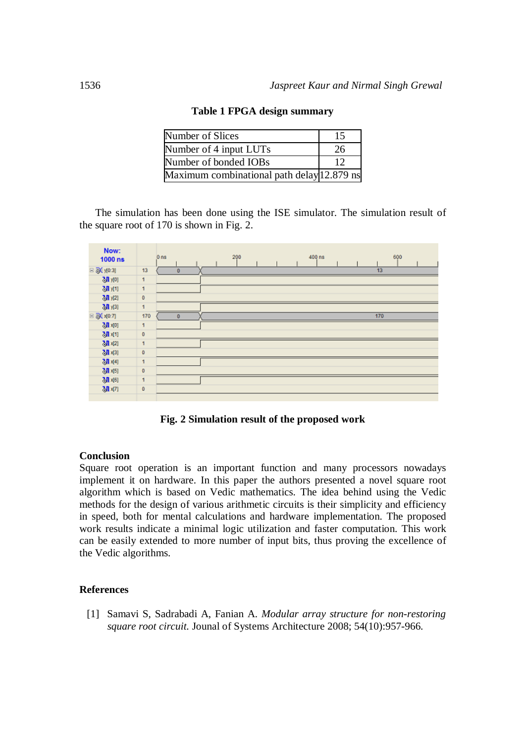**Table 1 FPGA design summary**

| | |
|---|---|
| Number of Slices | 15 |
| Number of 4 input LUTs | 26 |
| Number of bonded IOBs | 12 |
| Maximum combinational path delay | 12.879 ns |

The simulation has been done using the ISE simulator. The simulation result of the square root of 170 is shown in Fig. 2.

Now:
1000 ns

0 ns
200
400 ns
600

y[0:3] 13 0 13
y[0] 1
y[1] 1
y[2] 0
y[3] 1
x[0:7] 170 0 170
x[0] 1
x[1] 0
x[2] 1
x[3] 0
x[4] 1
x[5] 0
x[6] 1
x[7] 0

**Fig. 2 Simulation result of the proposed work**

## Conclusion

Square root operation is an important function and many processors nowadays implement it on hardware. In this paper the authors presented a novel square root algorithm which is based on Vedic mathematics. The idea behind using the Vedic methods for the design of various arithmetic circuits is their simplicity and efficiency in speed, both for mental calculations and hardware implementation. The proposed work results indicate a minimal logic utilization and faster computation. This work can be easily extended to more number of input bits, thus proving the excellence of the Vedic algorithms.

## References

[1] Samavi S, Sadrabadi A, Fanian A. *Modular array structure for non-restoring square root circuit.* Jounal of Systems Architecture 2008; 54(10):957-966.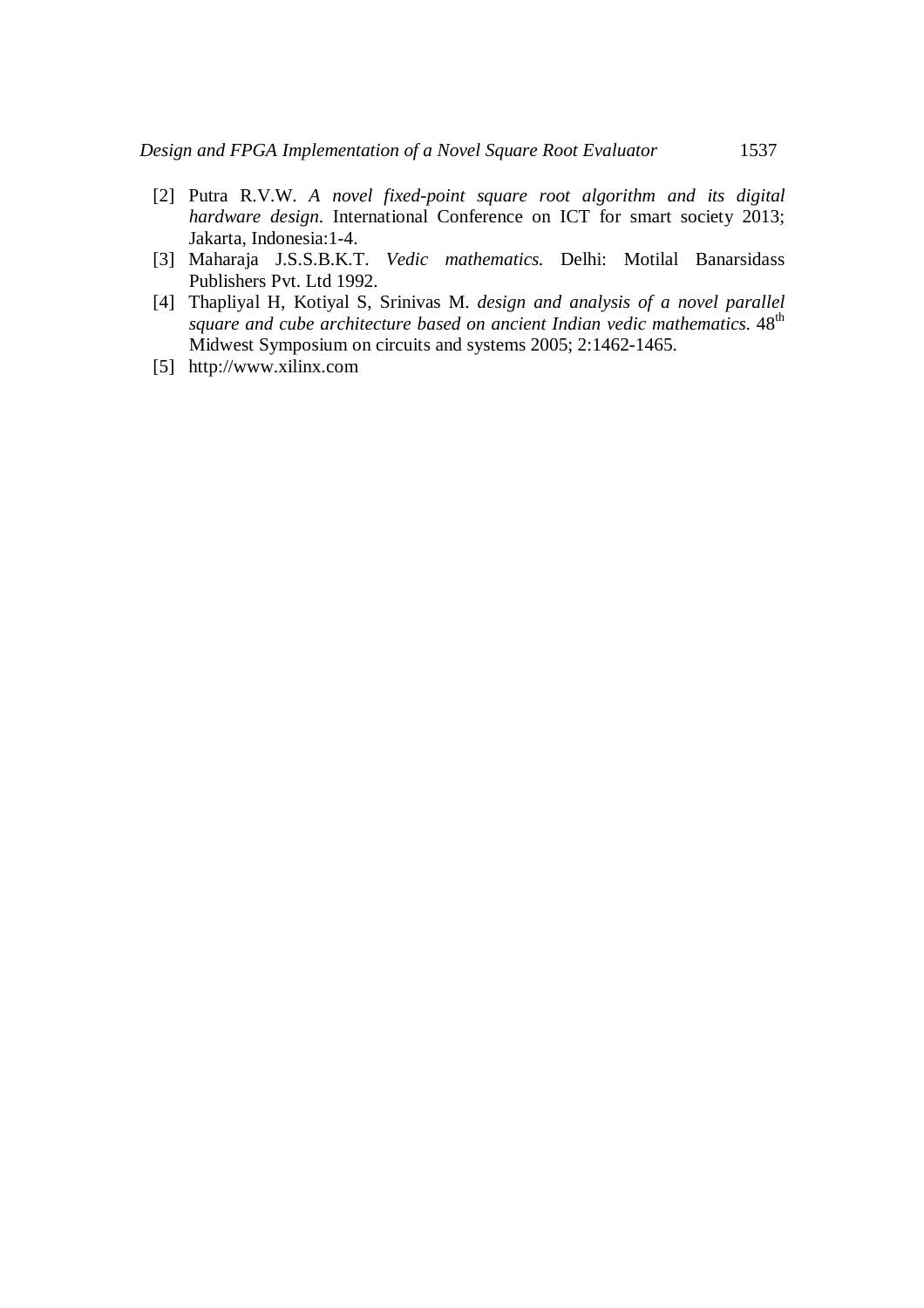[2] Putra R.V.W. *A novel fixed-point square root algorithm and its digital hardware design*. International Conference on ICT for smart society 2013; Jakarta, Indonesia:1-4.

[3] Maharaja J.S.S.B.K.T. *Vedic mathematics.* Delhi: Motilal Banarsidass Publishers Pvt. Ltd 1992.

[4] Thapliyal H, Kotiyal S, Srinivas M. *design and analysis of a novel parallel square and cube architecture based on ancient Indian vedic mathematics.* 48th Midwest Symposium on circuits and systems 2005; 2:1462-1465.

[5] http://www.xilinx.com